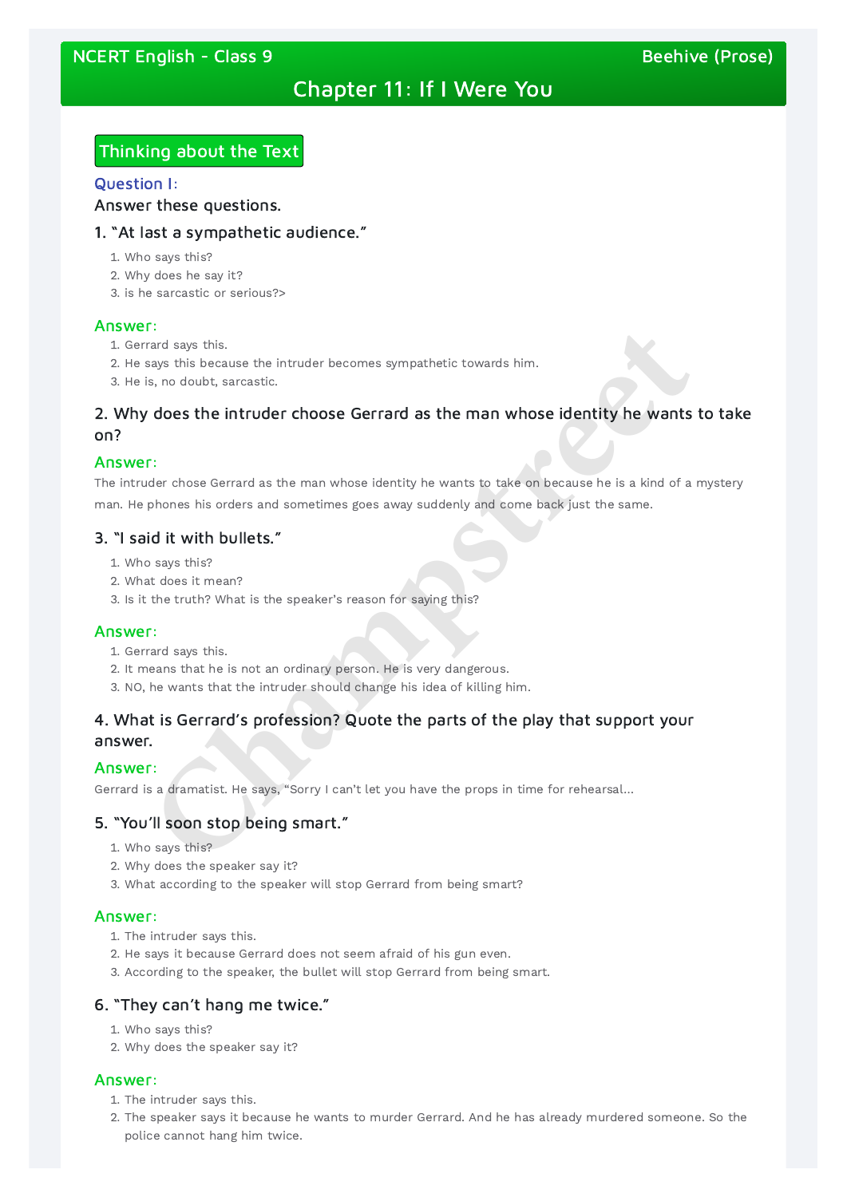NCERT English - Class 9 | Beehive (Prose)

# Chapter 11: If I Were You

## Thinking about the Text

### Question I:

Answer these questions.

### 1. "At last a sympathetic audience."

1. Who says this?
2. Why does he say it?
3. is he sarcastic or serious?>

**Answer:**

1. Gerrard says this.
2. He says this because the intruder becomes sympathetic towards him.
3. He is, no doubt, sarcastic.

### 2. Why does the intruder choose Gerrard as the man whose identity he wants to take on?

**Answer:**

The intruder chose Gerrard as the man whose identity he wants to take on because he is a kind of a mystery man. He phones his orders and sometimes goes away suddenly and come back just the same.

### 3. "I said it with bullets."

1. Who says this?
2. What does it mean?
3. Is it the truth? What is the speaker's reason for saying this?

**Answer:**

1. Gerrard says this.
2. It means that he is not an ordinary person. He is very dangerous.
3. NO, he wants that the intruder should change his idea of killing him.

### 4. What is Gerrard's profession? Quote the parts of the play that support your answer.

**Answer:**

Gerrard is a dramatist. He says, "Sorry I can't let you have the props in time for rehearsal...

### 5. "You'll soon stop being smart."

1. Who says this?
2. Why does the speaker say it?
3. What according to the speaker will stop Gerrard from being smart?

**Answer:**

1. The intruder says this.
2. He says it because Gerrard does not seem afraid of his gun even.
3. According to the speaker, the bullet will stop Gerrard from being smart.

### 6. "They can't hang me twice."

1. Who says this?
2. Why does the speaker say it?

**Answer:**

1. The intruder says this.
2. The speaker says it because he wants to murder Gerrard. And he has already murdered someone. So the police cannot hang him twice.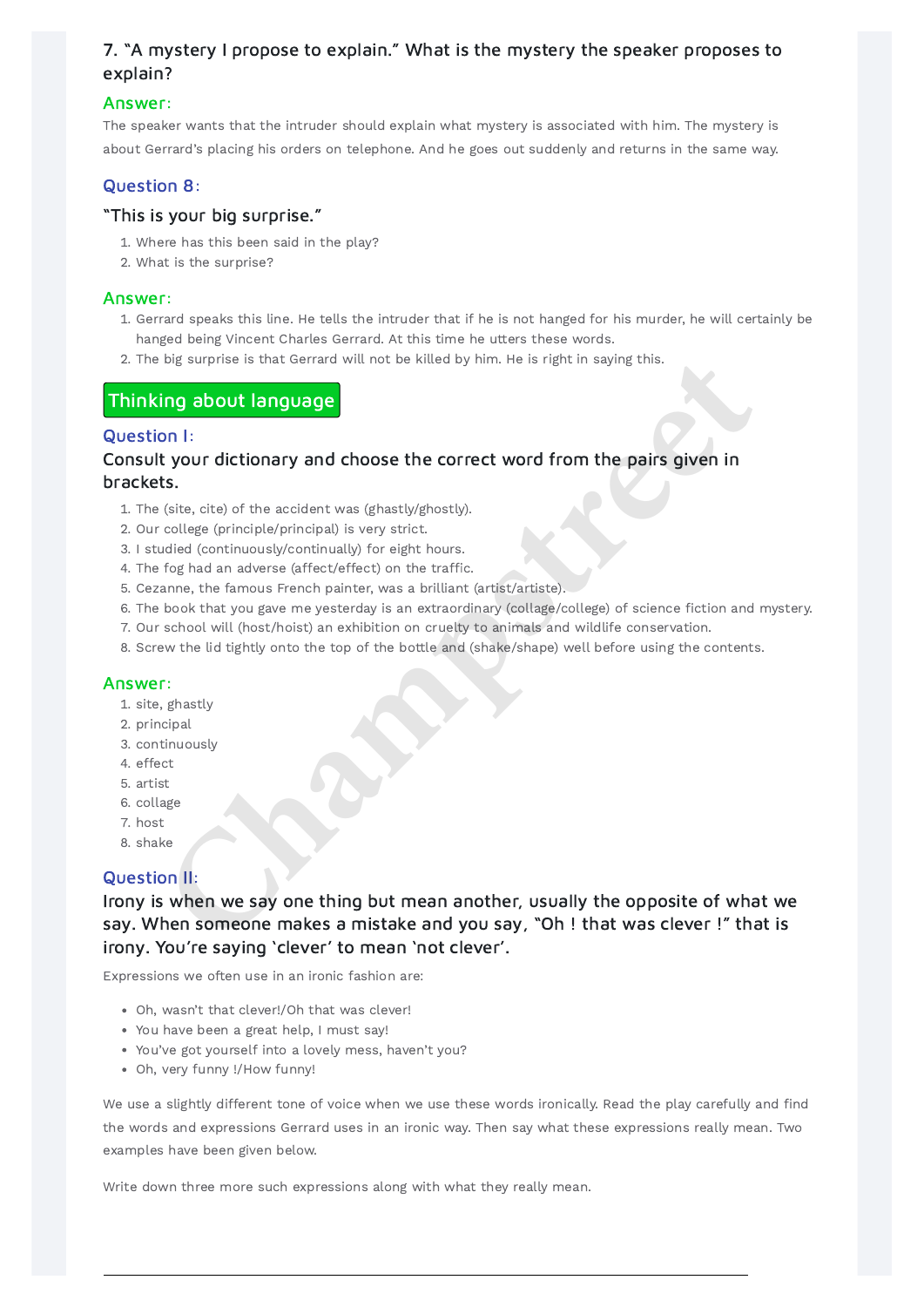### 7. "A mystery I propose to explain." What is the mystery the speaker proposes to explain?

#### Answer:

The speaker wants that the intruder should explain what mystery is associated with him. The mystery is about Gerrard's placing his orders on telephone. And he goes out suddenly and returns in the same way.

### Question 8:

#### "This is your big surprise."

1. Where has this been said in the play?
2. What is the surprise?

#### Answer:

1. Gerrard speaks this line. He tells the intruder that if he is not hanged for his murder, he will certainly be hanged being Vincent Charles Gerrard. At this time he utters these words.
2. The big surprise is that Gerrard will not be killed by him. He is right in saying this.

## Thinking about language

### Question I:

#### Consult your dictionary and choose the correct word from the pairs given in brackets.

1. The (site, cite) of the accident was (ghastly/ghostly).
2. Our college (principle/principal) is very strict.
3. I studied (continuously/continually) for eight hours.
4. The fog had an adverse (affect/effect) on the traffic.
5. Cezanne, the famous French painter, was a brilliant (artist/artiste).
6. The book that you gave me yesterday is an extraordinary (collage/college) of science fiction and mystery.
7. Our school will (host/hoist) an exhibition on cruelty to animals and wildlife conservation.
8. Screw the lid tightly onto the top of the bottle and (shake/shape) well before using the contents.

#### Answer:

1. site, ghastly
2. principal
3. continuously
4. effect
5. artist
6. collage
7. host
8. shake

### Question II:

#### Irony is when we say one thing but mean another, usually the opposite of what we say. When someone makes a mistake and you say, "Oh ! that was clever !" that is irony. You're saying 'clever' to mean 'not clever'.

Expressions we often use in an ironic fashion are:

- Oh, wasn't that clever!/Oh that was clever!
- You have been a great help, I must say!
- You've got yourself into a lovely mess, haven't you?
- Oh, very funny !/How funny!

We use a slightly different tone of voice when we use these words ironically. Read the play carefully and find the words and expressions Gerrard uses in an ironic way. Then say what these expressions really mean. Two examples have been given below.

Write down three more such expressions along with what they really mean.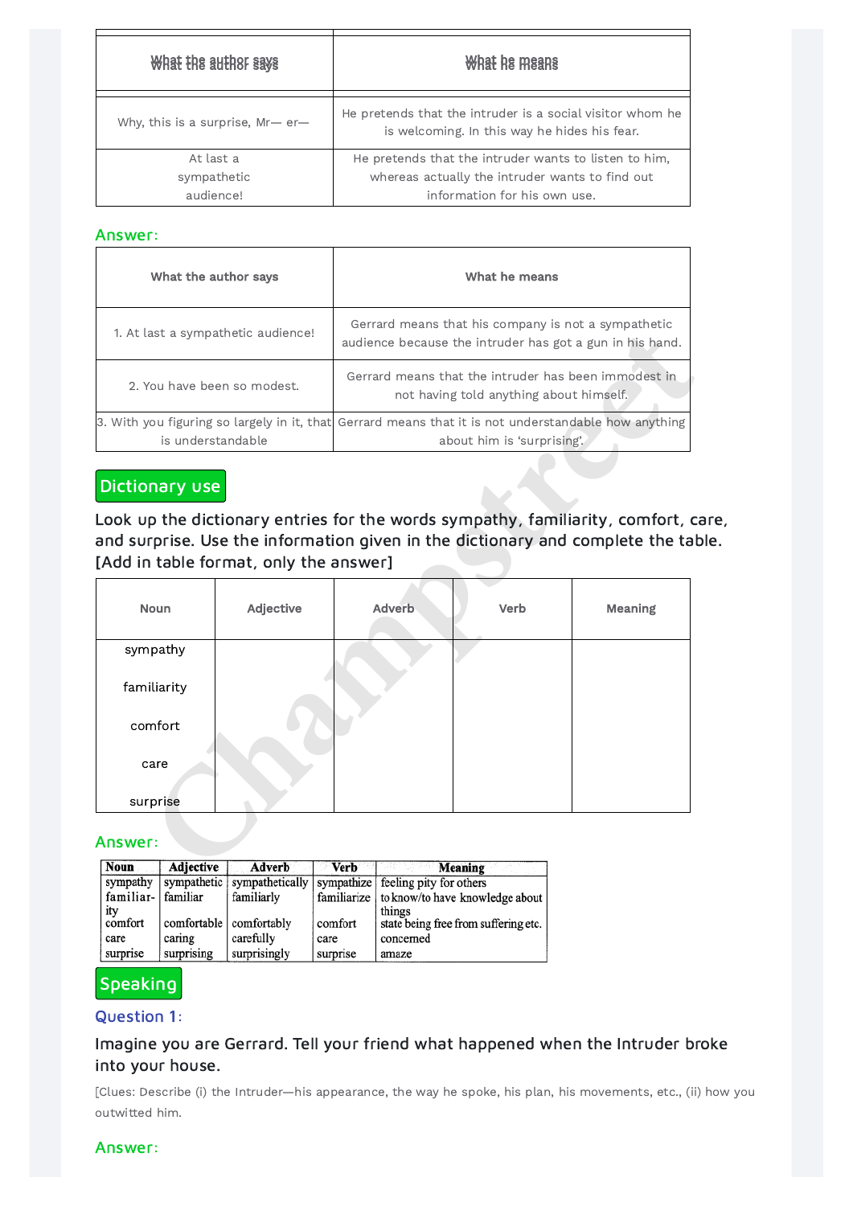| What the author says | What he means |
|---|---|
| Why, this is a surprise, Mr— er— | He pretends that the intruder is a social visitor whom he is welcoming. In this way he hides his fear. |
| At last a sympathetic audience! | He pretends that the intruder wants to listen to him, whereas actually the intruder wants to find out information for his own use. |

**Answer:**

| What the author says | What he means |
|---|---|
| 1. At last a sympathetic audience! | Gerrard means that his company is not a sympathetic audience because the intruder has got a gun in his hand. |
| 2. You have been so modest. | Gerrard means that the intruder has been immodest in not having told anything about himself. |
| 3. With you figuring so largely in it, that is understandable | Gerrard means that it is not understandable how anything about him is 'surprising'. |

## Dictionary use

Look up the dictionary entries for the words sympathy, familiarity, comfort, care, and surprise. Use the information given in the dictionary and complete the table. [Add in table format, only the answer]

| Noun | Adjective | Adverb | Verb | Meaning |
|---|---|---|---|---|
| sympathy | | | | |
| familiarity | | | | |
| comfort | | | | |
| care | | | | |
| surprise | | | | |

**Answer:**

| Noun | Adjective | Adverb | Verb | Meaning |
|---|---|---|---|---|
| sympathy | sympathetic | sympathetically | sympathize | feeling pity for others |
| familiarity | familiar | familiarly | familiarize | to know/to have knowledge about things |
| comfort | comfortable | comfortably | comfort | state being free from suffering etc. |
| care | caring | carefully | care | concerned |
| surprise | surprising | surprisingly | surprise | amaze |

## Speaking

**Question 1:**

Imagine you are Gerrard. Tell your friend what happened when the Intruder broke into your house.

[Clues: Describe (i) the Intruder—his appearance, the way he spoke, his plan, his movements, etc., (ii) how you outwitted him.

**Answer:**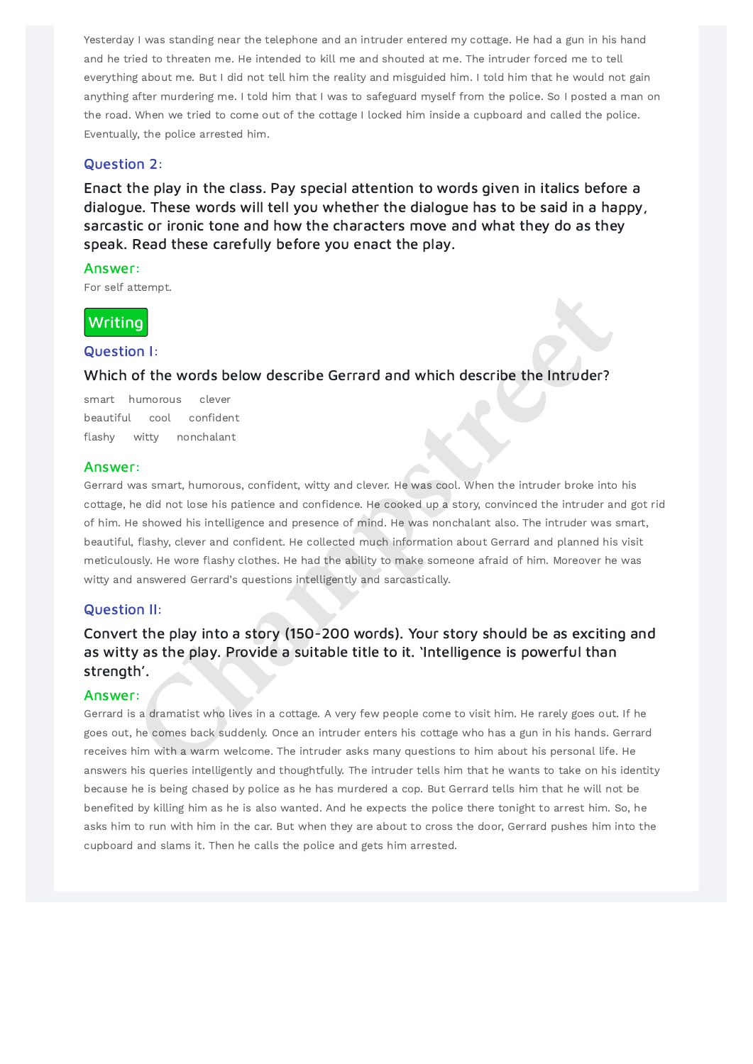Yesterday I was standing near the telephone and an intruder entered my cottage. He had a gun in his hand and he tried to threaten me. He intended to kill me and shouted at me. The intruder forced me to tell everything about me. But I did not tell him the reality and misguided him. I told him that he would not gain anything after murdering me. I told him that I was to safeguard myself from the police. So I posted a man on the road. When we tried to come out of the cottage I locked him inside a cupboard and called the police. Eventually, the police arrested him.

### Question 2:

**Enact the play in the class. Pay special attention to words given in italics before a dialogue. These words will tell you whether the dialogue has to be said in a happy, sarcastic or ironic tone and how the characters move and what they do as they speak. Read these carefully before you enact the play.**

**Answer:**

For self attempt.

## Writing

### Question I:

**Which of the words below describe Gerrard and which describe the Intruder?**

smart humorous clever
beautiful cool confident
flashy witty nonchalant

**Answer:**

Gerrard was smart, humorous, confident, witty and clever. He was cool. When the intruder broke into his cottage, he did not lose his patience and confidence. He cooked up a story, convinced the intruder and got rid of him. He showed his intelligence and presence of mind. He was nonchalant also. The intruder was smart, beautiful, flashy, clever and confident. He collected much information about Gerrard and planned his visit meticulously. He wore flashy clothes. He had the ability to make someone afraid of him. Moreover he was witty and answered Gerrard's questions intelligently and sarcastically.

### Question II:

**Convert the play into a story (150-200 words). Your story should be as exciting and as witty as the play. Provide a suitable title to it. 'Intelligence is powerful than strength'.**

**Answer:**

Gerrard is a dramatist who lives in a cottage. A very few people come to visit him. He rarely goes out. If he goes out, he comes back suddenly. Once an intruder enters his cottage who has a gun in his hands. Gerrard receives him with a warm welcome. The intruder asks many questions to him about his personal life. He answers his queries intelligently and thoughtfully. The intruder tells him that he wants to take on his identity because he is being chased by police as he has murdered a cop. But Gerrard tells him that he will not be benefited by killing him as he is also wanted. And he expects the police there tonight to arrest him. So, he asks him to run with him in the car. But when they are about to cross the door, Gerrard pushes him into the cupboard and slams it. Then he calls the police and gets him arrested.